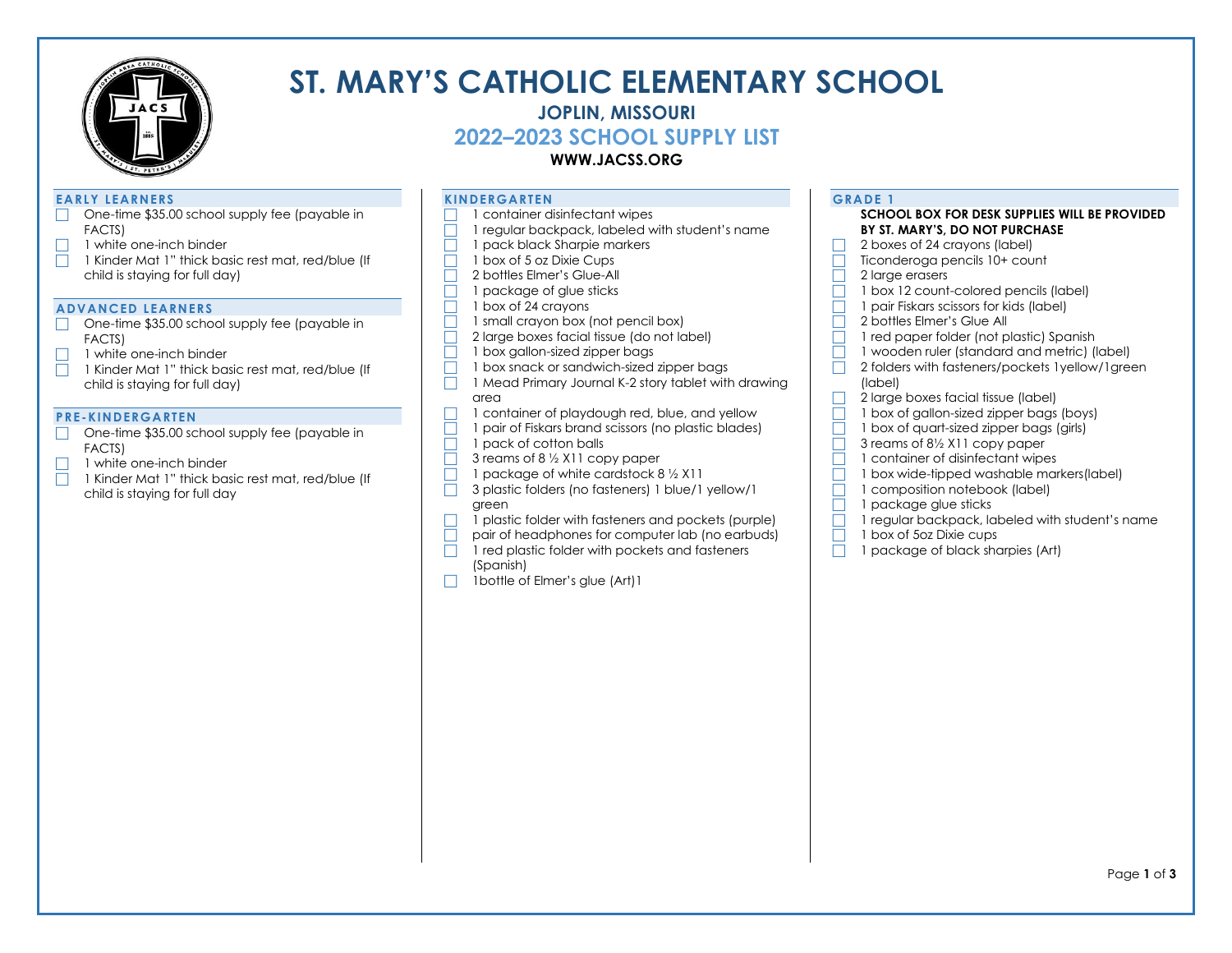# ST. MARY'S CATHOLIC ELEMENTARY SCHOOL

### JOPLIN, MISSOURI

## 2022–2023 SCHOOL SUPPLY LIST

**WWW.JACSS.ORG**

### EARLY LEARNERS

- [ ] One-time $35.00 school supply fee (payable in FACTS)
- [ ] 1 white one-inch binder
- [ ] 1 Kinder Mat 1" thick basic rest mat, red/blue (If child is staying for full day)

### ADVANCED LEARNERS

- [ ] One-time $35.00 school supply fee (payable in FACTS)
- [ ] 1 white one-inch binder
- [ ] 1 Kinder Mat 1" thick basic rest mat, red/blue (If child is staying for full day)

### PRE-KINDERGARTEN

- [ ] One-time $35.00 school supply fee (payable in FACTS)
- [ ] 1 white one-inch binder
- [ ] 1 Kinder Mat 1" thick basic rest mat, red/blue (If child is staying for full day

### KINDERGARTEN

- [ ] 1 container disinfectant wipes
- [ ] 1 regular backpack, labeled with student's name
- [ ] 1 pack black Sharpie markers
- [ ] 1 box of 5 oz Dixie Cups
- [ ] 2 bottles Elmer's Glue-All
- [ ] 1 package of glue sticks
- [ ] 1 box of 24 crayons
- [ ] 1 small crayon box (not pencil box)
- [ ] 2 large boxes facial tissue (do not label)
- [ ] 1 box gallon-sized zipper bags
- [ ] 1 box snack or sandwich-sized zipper bags
- [ ] 1 Mead Primary Journal K-2 story tablet with drawing area
- [ ] 1 container of playdough red, blue, and yellow
- [ ] 1 pair of Fiskars brand scissors (no plastic blades)
- [ ] 1 pack of cotton balls
- [ ] 3 reams of 8 ½ X11 copy paper
- [ ] 1 package of white cardstock 8 ½ X11
- [ ] 3 plastic folders (no fasteners) 1 blue/1 yellow/1 green
- [ ] 1 plastic folder with fasteners and pockets (purple)
- [ ] pair of headphones for computer lab (no earbuds)
- [ ] 1 red plastic folder with pockets and fasteners (Spanish)
- [ ] 1bottle of Elmer's glue (Art)1

### GRADE 1

**SCHOOL BOX FOR DESK SUPPLIES WILL BE PROVIDED BY ST. MARY'S, DO NOT PURCHASE**

- [ ] 2 boxes of 24 crayons (label)
- [ ] Ticonderoga pencils 10+ count
- [ ] 2 large erasers
- [ ] 1 box 12 count-colored pencils (label)
- [ ] 1 pair Fiskars scissors for kids (label)
- [ ] 2 bottles Elmer's Glue All
- [ ] 1 red paper folder (not plastic) Spanish
- [ ] 1 wooden ruler (standard and metric) (label)
- [ ] 2 folders with fasteners/pockets 1yellow/1green (label)
- [ ] 2 large boxes facial tissue (label)
- [ ] 1 box of gallon-sized zipper bags (boys)
- [ ] 1 box of quart-sized zipper bags (girls)
- [ ] 3 reams of 8½ X11 copy paper
- [ ] 1 container of disinfectant wipes
- [ ] 1 box wide-tipped washable markers(label)
- [ ] 1 composition notebook (label)
- [ ] 1 package glue sticks
- [ ] 1 regular backpack, labeled with student's name
- [ ] 1 box of 5oz Dixie cups
- [ ] 1 package of black sharpies (Art)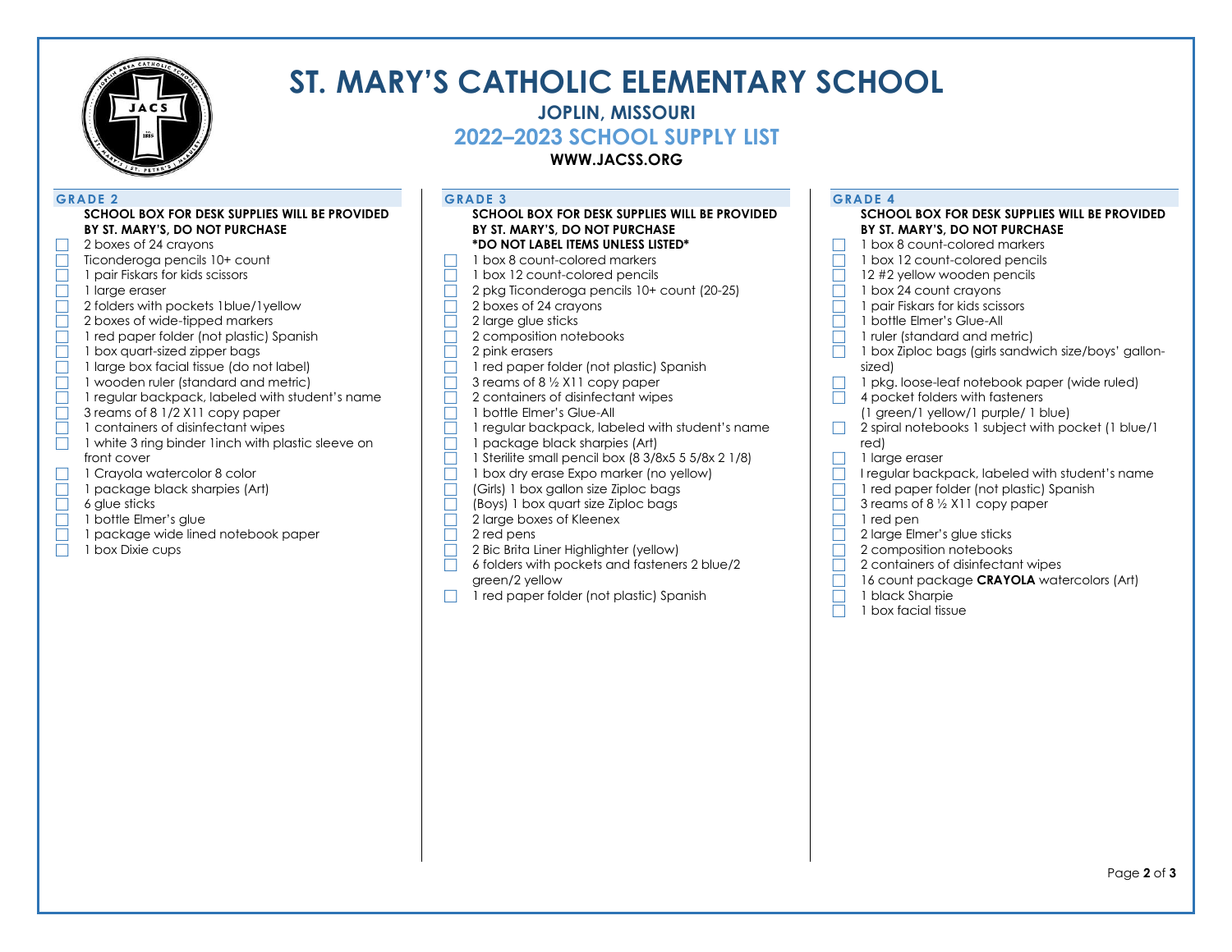# ST. MARY'S CATHOLIC ELEMENTARY SCHOOL

### JOPLIN, MISSOURI

## 2022–2023 SCHOOL SUPPLY LIST

**WWW.JACSS.ORG**

## GRADE 2

**SCHOOL BOX FOR DESK SUPPLIES WILL BE PROVIDED BY ST. MARY'S, DO NOT PURCHASE**

- ☐ 2 boxes of 24 crayons
- ☐ Ticonderoga pencils 10+ count
- ☐ 1 pair Fiskars for kids scissors
- ☐ 1 large eraser
- ☐ 2 folders with pockets 1blue/1yellow
- ☐ 2 boxes of wide-tipped markers
- ☐ 1 red paper folder (not plastic) Spanish
- ☐ 1 box quart-sized zipper bags
- ☐ 1 large box facial tissue (do not label)
- ☐ 1 wooden ruler (standard and metric)
- ☐ 1 regular backpack, labeled with student's name
- ☐ 3 reams of 8 1/2 X11 copy paper
- ☐ 1 containers of disinfectant wipes
- ☐ 1 white 3 ring binder 1inch with plastic sleeve on front cover
- ☐ 1 Crayola watercolor 8 color
- ☐ 1 package black sharpies (Art)
- ☐ 6 glue sticks
- ☐ 1 bottle Elmer's glue
- ☐ 1 package wide lined notebook paper
- ☐ 1 box Dixie cups

## GRADE 3

**SCHOOL BOX FOR DESK SUPPLIES WILL BE PROVIDED BY ST. MARY'S, DO NOT PURCHASE**
**\*DO NOT LABEL ITEMS UNLESS LISTED\***

- ☐ 1 box 8 count-colored markers
- ☐ 1 box 12 count-colored pencils
- ☐ 2 pkg Ticonderoga pencils 10+ count (20-25)
- ☐ 2 boxes of 24 crayons
- ☐ 2 large glue sticks
- ☐ 2 composition notebooks
- ☐ 2 pink erasers
- ☐ 1 red paper folder (not plastic) Spanish
- ☐ 3 reams of 8 ½ X11 copy paper
- ☐ 2 containers of disinfectant wipes
- ☐ 1 bottle Elmer's Glue-All
- ☐ 1 regular backpack, labeled with student's name
- ☐ 1 package black sharpies (Art)
- ☐ 1 Sterilite small pencil box (8 3/8x5 5 5/8x 2 1/8)
- ☐ 1 box dry erase Expo marker (no yellow)
- ☐ (Girls) 1 box gallon size Ziploc bags
- ☐ (Boys) 1 box quart size Ziploc bags
- ☐ 2 large boxes of Kleenex
- ☐ 2 red pens
- ☐ 2 Bic Brita Liner Highlighter (yellow)
- ☐ 6 folders with pockets and fasteners 2 blue/2 green/2 yellow
- ☐ 1 red paper folder (not plastic) Spanish

## GRADE 4

**SCHOOL BOX FOR DESK SUPPLIES WILL BE PROVIDED BY ST. MARY'S, DO NOT PURCHASE**

- ☐ 1 box 8 count-colored markers
- ☐ 1 box 12 count-colored pencils
- ☐ 12 #2 yellow wooden pencils
- ☐ 1 box 24 count crayons
- ☐ 1 pair Fiskars for kids scissors
- ☐ 1 bottle Elmer's Glue-All
- ☐ 1 ruler (standard and metric)
- ☐ 1 box Ziploc bags (girls sandwich size/boys' gallon-sized)
- ☐ 1 pkg. loose-leaf notebook paper (wide ruled)
- ☐ 4 pocket folders with fasteners (1 green/1 yellow/1 purple/ 1 blue)
- ☐ 2 spiral notebooks 1 subject with pocket (1 blue/1 red)
- ☐ 1 large eraser
- ☐ I regular backpack, labeled with student's name
- ☐ 1 red paper folder (not plastic) Spanish
- ☐ 3 reams of 8 ½ X11 copy paper
- ☐ 1 red pen
- ☐ 2 large Elmer's glue sticks
- ☐ 2 composition notebooks
- ☐ 2 containers of disinfectant wipes
- ☐ 16 count package **CRAYOLA** watercolors (Art)
- ☐ 1 black Sharpie
- ☐ 1 box facial tissue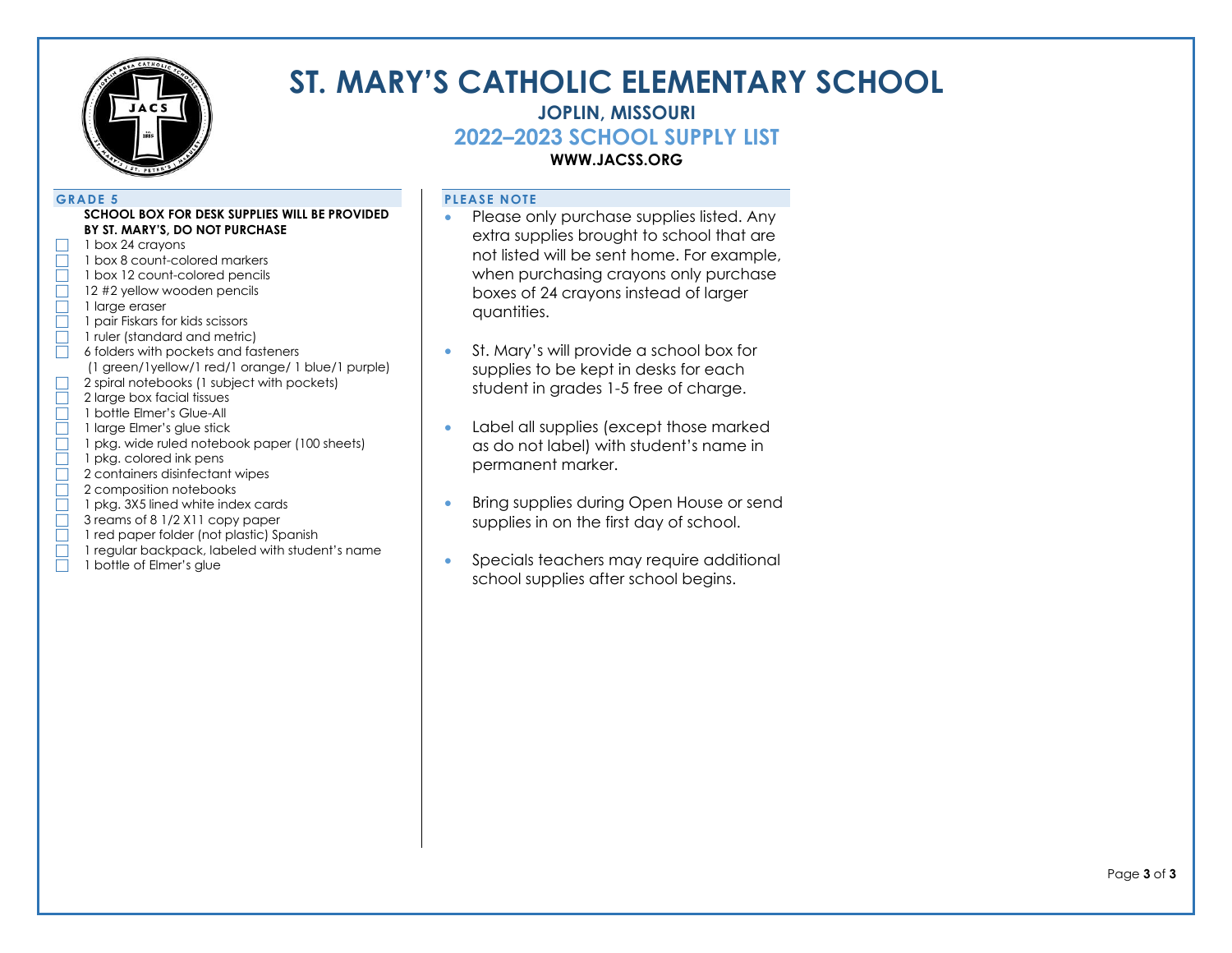# ST. MARY'S CATHOLIC ELEMENTARY SCHOOL

**JOPLIN, MISSOURI**

## 2022–2023 SCHOOL SUPPLY LIST

**WWW.JACSS.ORG**

### GRADE 5

**SCHOOL BOX FOR DESK SUPPLIES WILL BE PROVIDED BY ST. MARY'S, DO NOT PURCHASE**

- [ ] 1 box 24 crayons
- [ ] 1 box 8 count-colored markers
- [ ] 1 box 12 count-colored pencils
- [ ] 12 #2 yellow wooden pencils
- [ ] 1 large eraser
- [ ] 1 pair Fiskars for kids scissors
- [ ] 1 ruler (standard and metric)
- [ ] 6 folders with pockets and fasteners (1 green/1yellow/1 red/1 orange/ 1 blue/1 purple)
- [ ] 2 spiral notebooks (1 subject with pockets)
- [ ] 2 large box facial tissues
- [ ] 1 bottle Elmer's Glue-All
- [ ] 1 large Elmer's glue stick
- [ ] 1 pkg. wide ruled notebook paper (100 sheets)
- [ ] 1 pkg. colored ink pens
- [ ] 2 containers disinfectant wipes
- [ ] 2 composition notebooks
- [ ] 1 pkg. 3X5 lined white index cards
- [ ] 3 reams of 8 1/2 X11 copy paper
- [ ] 1 red paper folder (not plastic) Spanish
- [ ] 1 regular backpack, labeled with student's name
- [ ] 1 bottle of Elmer's glue

### PLEASE NOTE

- Please only purchase supplies listed. Any extra supplies brought to school that are not listed will be sent home. For example, when purchasing crayons only purchase boxes of 24 crayons instead of larger quantities.
- St. Mary's will provide a school box for supplies to be kept in desks for each student in grades 1-5 free of charge.
- Label all supplies (except those marked as do not label) with student's name in permanent marker.
- Bring supplies during Open House or send supplies in on the first day of school.
- Specials teachers may require additional school supplies after school begins.